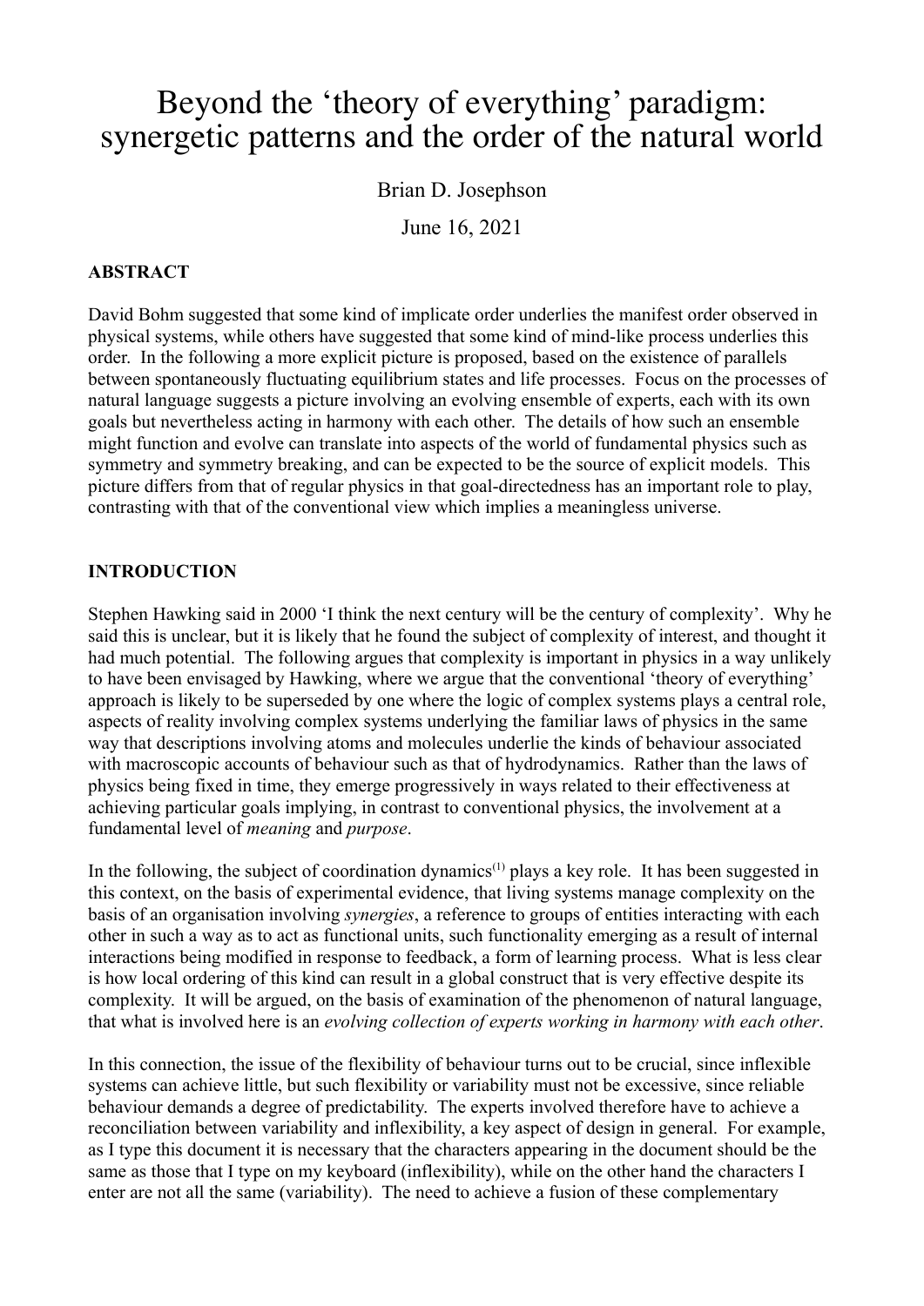# Beyond the 'theory of everything' paradigm: synergetic patterns and the order of the natural world

Brian D. Josephson

June 16, 2021

**ABSTRACT**

David Bohm suggested that some kind of implicate order underlies the manifest order observed in physical systems, while others have suggested that some kind of mind-like process underlies this order. In the following a more explicit picture is proposed, based on the existence of parallels between spontaneously fluctuating equilibrium states and life processes. Focus on the processes of natural language suggests a picture involving an evolving ensemble of experts, each with its own goals but nevertheless acting in harmony with each other. The details of how such an ensemble might function and evolve can translate into aspects of the world of fundamental physics such as symmetry and symmetry breaking, and can be expected to be the source of explicit models. This picture differs from that of regular physics in that goal-directedness has an important role to play, contrasting with that of the conventional view which implies a meaningless universe.

**INTRODUCTION**

Stephen Hawking said in 2000 'I think the next century will be the century of complexity'. Why he said this is unclear, but it is likely that he found the subject of complexity of interest, and thought it had much potential. The following argues that complexity is important in physics in a way unlikely to have been envisaged by Hawking, where we argue that the conventional 'theory of everything' approach is likely to be superseded by one where the logic of complex systems plays a central role, aspects of reality involving complex systems underlying the familiar laws of physics in the same way that descriptions involving atoms and molecules underlie the kinds of behaviour associated with macroscopic accounts of behaviour such as that of hydrodynamics. Rather than the laws of physics being fixed in time, they emerge progressively in ways related to their effectiveness at achieving particular goals implying, in contrast to conventional physics, the involvement at a fundamental level of *meaning* and *purpose*.

In the following, the subject of coordination dynamics[(1)] plays a key role. It has been suggested in this context, on the basis of experimental evidence, that living systems manage complexity on the basis of an organisation involving *synergies*, a reference to groups of entities interacting with each other in such a way as to act as functional units, such functionality emerging as a result of internal interactions being modified in response to feedback, a form of learning process. What is less clear is how local ordering of this kind can result in a global construct that is very effective despite its complexity. It will be argued, on the basis of examination of the phenomenon of natural language, that what is involved here is an *evolving collection of experts working in harmony with each other*.

In this connection, the issue of the flexibility of behaviour turns out to be crucial, since inflexible systems can achieve little, but such flexibility or variability must not be excessive, since reliable behaviour demands a degree of predictability. The experts involved therefore have to achieve a reconciliation between variability and inflexibility, a key aspect of design in general. For example, as I type this document it is necessary that the characters appearing in the document should be the same as those that I type on my keyboard (inflexibility), while on the other hand the characters I enter are not all the same (variability). The need to achieve a fusion of these complementary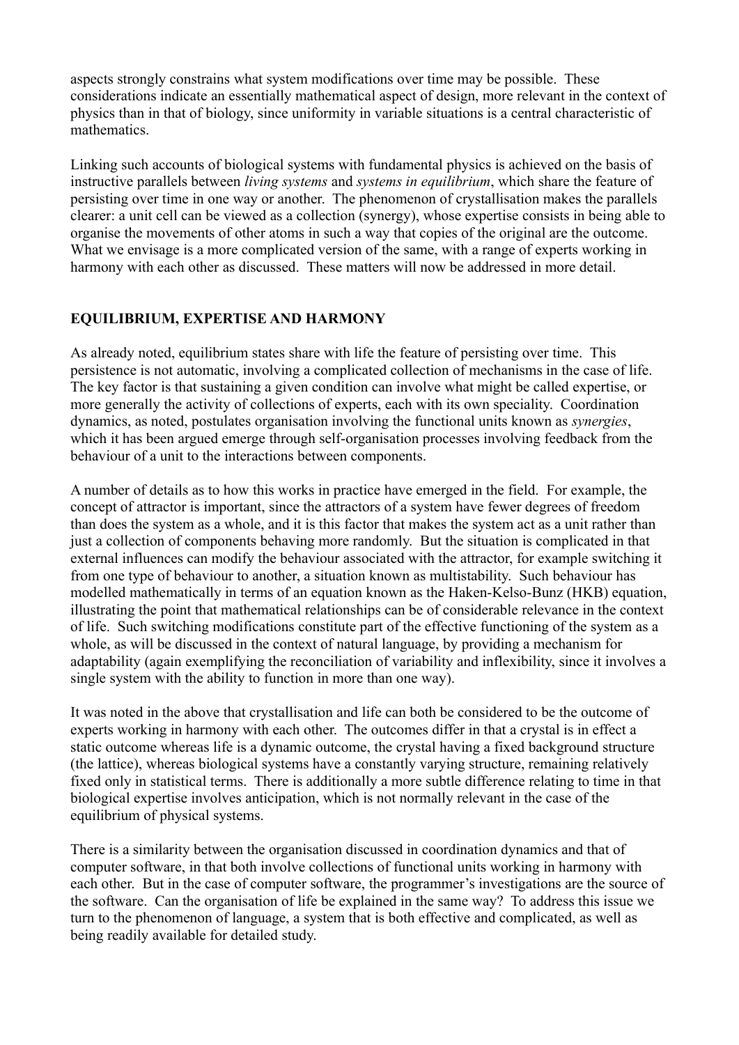aspects strongly constrains what system modifications over time may be possible. These considerations indicate an essentially mathematical aspect of design, more relevant in the context of physics than in that of biology, since uniformity in variable situations is a central characteristic of mathematics.

Linking such accounts of biological systems with fundamental physics is achieved on the basis of instructive parallels between *living systems* and *systems in equilibrium*, which share the feature of persisting over time in one way or another. The phenomenon of crystallisation makes the parallels clearer: a unit cell can be viewed as a collection (synergy), whose expertise consists in being able to organise the movements of other atoms in such a way that copies of the original are the outcome. What we envisage is a more complicated version of the same, with a range of experts working in harmony with each other as discussed. These matters will now be addressed in more detail.

## EQUILIBRIUM, EXPERTISE AND HARMONY

As already noted, equilibrium states share with life the feature of persisting over time. This persistence is not automatic, involving a complicated collection of mechanisms in the case of life. The key factor is that sustaining a given condition can involve what might be called expertise, or more generally the activity of collections of experts, each with its own speciality. Coordination dynamics, as noted, postulates organisation involving the functional units known as *synergies*, which it has been argued emerge through self-organisation processes involving feedback from the behaviour of a unit to the interactions between components.

A number of details as to how this works in practice have emerged in the field. For example, the concept of attractor is important, since the attractors of a system have fewer degrees of freedom than does the system as a whole, and it is this factor that makes the system act as a unit rather than just a collection of components behaving more randomly. But the situation is complicated in that external influences can modify the behaviour associated with the attractor, for example switching it from one type of behaviour to another, a situation known as multistability. Such behaviour has modelled mathematically in terms of an equation known as the Haken-Kelso-Bunz (HKB) equation, illustrating the point that mathematical relationships can be of considerable relevance in the context of life. Such switching modifications constitute part of the effective functioning of the system as a whole, as will be discussed in the context of natural language, by providing a mechanism for adaptability (again exemplifying the reconciliation of variability and inflexibility, since it involves a single system with the ability to function in more than one way).

It was noted in the above that crystallisation and life can both be considered to be the outcome of experts working in harmony with each other. The outcomes differ in that a crystal is in effect a static outcome whereas life is a dynamic outcome, the crystal having a fixed background structure (the lattice), whereas biological systems have a constantly varying structure, remaining relatively fixed only in statistical terms. There is additionally a more subtle difference relating to time in that biological expertise involves anticipation, which is not normally relevant in the case of the equilibrium of physical systems.

There is a similarity between the organisation discussed in coordination dynamics and that of computer software, in that both involve collections of functional units working in harmony with each other. But in the case of computer software, the programmer's investigations are the source of the software. Can the organisation of life be explained in the same way? To address this issue we turn to the phenomenon of language, a system that is both effective and complicated, as well as being readily available for detailed study.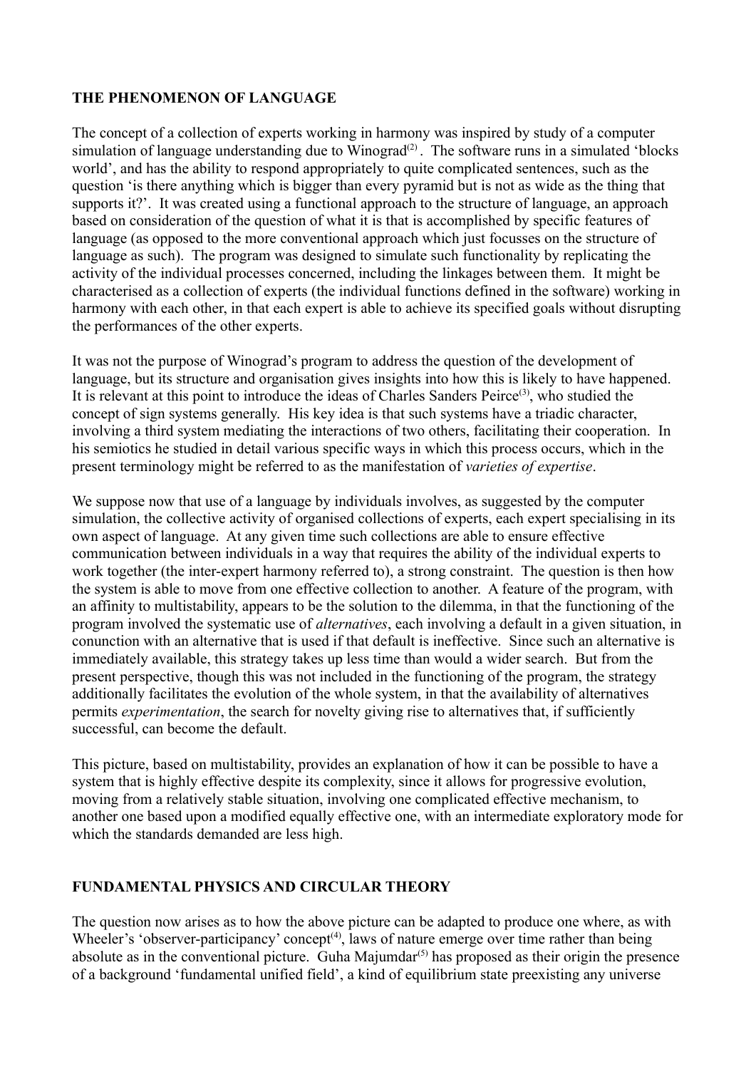## THE PHENOMENON OF LANGUAGE

The concept of a collection of experts working in harmony was inspired by study of a computer simulation of language understanding due to Winograd[2]. The software runs in a simulated 'blocks world', and has the ability to respond appropriately to quite complicated sentences, such as the question 'is there anything which is bigger than every pyramid but is not as wide as the thing that supports it?'. It was created using a functional approach to the structure of language, an approach based on consideration of the question of what it is that is accomplished by specific features of language (as opposed to the more conventional approach which just focusses on the structure of language as such). The program was designed to simulate such functionality by replicating the activity of the individual processes concerned, including the linkages between them. It might be characterised as a collection of experts (the individual functions defined in the software) working in harmony with each other, in that each expert is able to achieve its specified goals without disrupting the performances of the other experts.

It was not the purpose of Winograd's program to address the question of the development of language, but its structure and organisation gives insights into how this is likely to have happened. It is relevant at this point to introduce the ideas of Charles Sanders Peirce[3], who studied the concept of sign systems generally. His key idea is that such systems have a triadic character, involving a third system mediating the interactions of two others, facilitating their cooperation. In his semiotics he studied in detail various specific ways in which this process occurs, which in the present terminology might be referred to as the manifestation of *varieties of expertise*.

We suppose now that use of a language by individuals involves, as suggested by the computer simulation, the collective activity of organised collections of experts, each expert specialising in its own aspect of language. At any given time such collections are able to ensure effective communication between individuals in a way that requires the ability of the individual experts to work together (the inter-expert harmony referred to), a strong constraint. The question is then how the system is able to move from one effective collection to another. A feature of the program, with an affinity to multistability, appears to be the solution to the dilemma, in that the functioning of the program involved the systematic use of *alternatives*, each involving a default in a given situation, in conunction with an alternative that is used if that default is ineffective. Since such an alternative is immediately available, this strategy takes up less time than would a wider search. But from the present perspective, though this was not included in the functioning of the program, the strategy additionally facilitates the evolution of the whole system, in that the availability of alternatives permits *experimentation*, the search for novelty giving rise to alternatives that, if sufficiently successful, can become the default.

This picture, based on multistability, provides an explanation of how it can be possible to have a system that is highly effective despite its complexity, since it allows for progressive evolution, moving from a relatively stable situation, involving one complicated effective mechanism, to another one based upon a modified equally effective one, with an intermediate exploratory mode for which the standards demanded are less high.

## FUNDAMENTAL PHYSICS AND CIRCULAR THEORY

The question now arises as to how the above picture can be adapted to produce one where, as with Wheeler's 'observer-participancy' concept[4], laws of nature emerge over time rather than being absolute as in the conventional picture. Guha Majumdar[5] has proposed as their origin the presence of a background 'fundamental unified field', a kind of equilibrium state preexisting any universe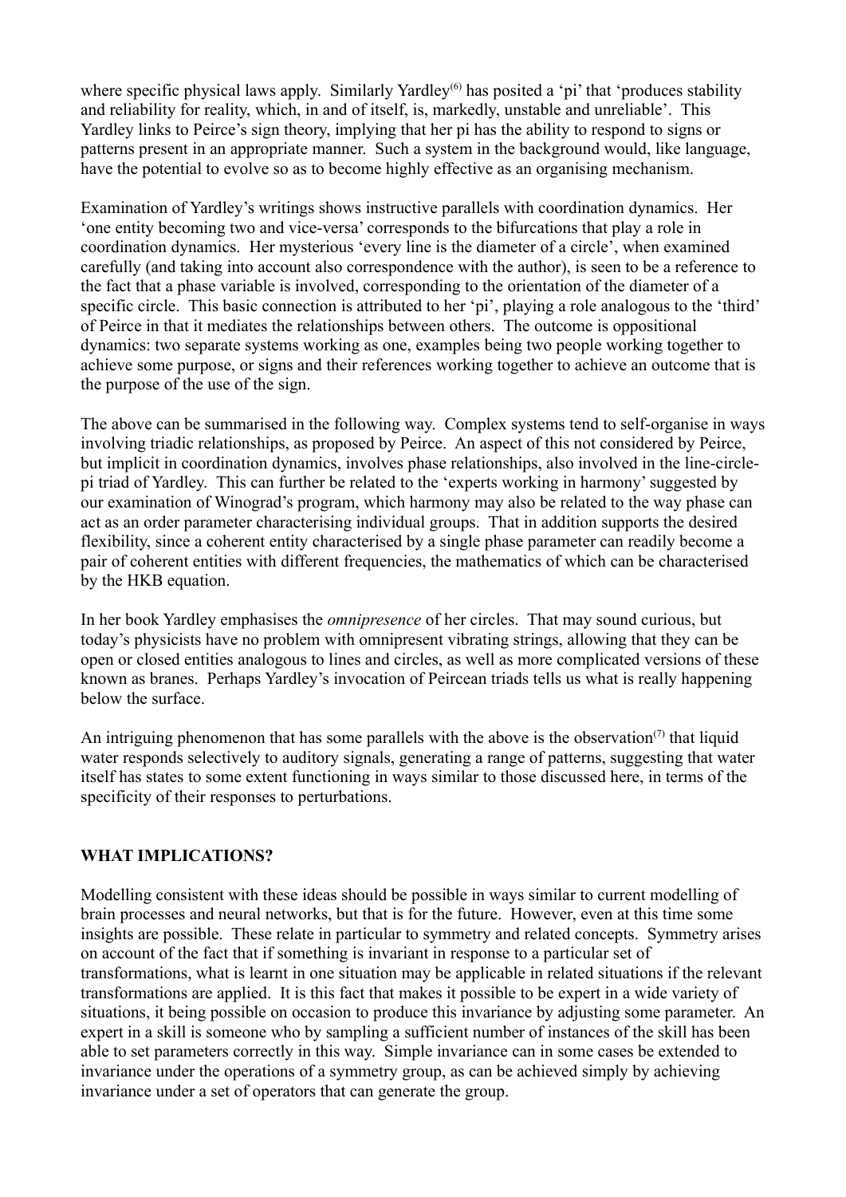where specific physical laws apply. Similarly Yardley[6] has posited a 'pi' that 'produces stability and reliability for reality, which, in and of itself, is, markedly, unstable and unreliable'. This Yardley links to Peirce's sign theory, implying that her pi has the ability to respond to signs or patterns present in an appropriate manner. Such a system in the background would, like language, have the potential to evolve so as to become highly effective as an organising mechanism.

Examination of Yardley's writings shows instructive parallels with coordination dynamics. Her 'one entity becoming two and vice-versa' corresponds to the bifurcations that play a role in coordination dynamics. Her mysterious 'every line is the diameter of a circle', when examined carefully (and taking into account also correspondence with the author), is seen to be a reference to the fact that a phase variable is involved, corresponding to the orientation of the diameter of a specific circle. This basic connection is attributed to her 'pi', playing a role analogous to the 'third' of Peirce in that it mediates the relationships between others. The outcome is oppositional dynamics: two separate systems working as one, examples being two people working together to achieve some purpose, or signs and their references working together to achieve an outcome that is the purpose of the use of the sign.

The above can be summarised in the following way. Complex systems tend to self-organise in ways involving triadic relationships, as proposed by Peirce. An aspect of this not considered by Peirce, but implicit in coordination dynamics, involves phase relationships, also involved in the line-circle-pi triad of Yardley. This can further be related to the 'experts working in harmony' suggested by our examination of Winograd's program, which harmony may also be related to the way phase can act as an order parameter characterising individual groups. That in addition supports the desired flexibility, since a coherent entity characterised by a single phase parameter can readily become a pair of coherent entities with different frequencies, the mathematics of which can be characterised by the HKB equation.

In her book Yardley emphasises the *omnipresence* of her circles. That may sound curious, but today's physicists have no problem with omnipresent vibrating strings, allowing that they can be open or closed entities analogous to lines and circles, as well as more complicated versions of these known as branes. Perhaps Yardley's invocation of Peircean triads tells us what is really happening below the surface.

An intriguing phenomenon that has some parallels with the above is the observation[7] that liquid water responds selectively to auditory signals, generating a range of patterns, suggesting that water itself has states to some extent functioning in ways similar to those discussed here, in terms of the specificity of their responses to perturbations.

## WHAT IMPLICATIONS?

Modelling consistent with these ideas should be possible in ways similar to current modelling of brain processes and neural networks, but that is for the future. However, even at this time some insights are possible. These relate in particular to symmetry and related concepts. Symmetry arises on account of the fact that if something is invariant in response to a particular set of transformations, what is learnt in one situation may be applicable in related situations if the relevant transformations are applied. It is this fact that makes it possible to be expert in a wide variety of situations, it being possible on occasion to produce this invariance by adjusting some parameter. An expert in a skill is someone who by sampling a sufficient number of instances of the skill has been able to set parameters correctly in this way. Simple invariance can in some cases be extended to invariance under the operations of a symmetry group, as can be achieved simply by achieving invariance under a set of operators that can generate the group.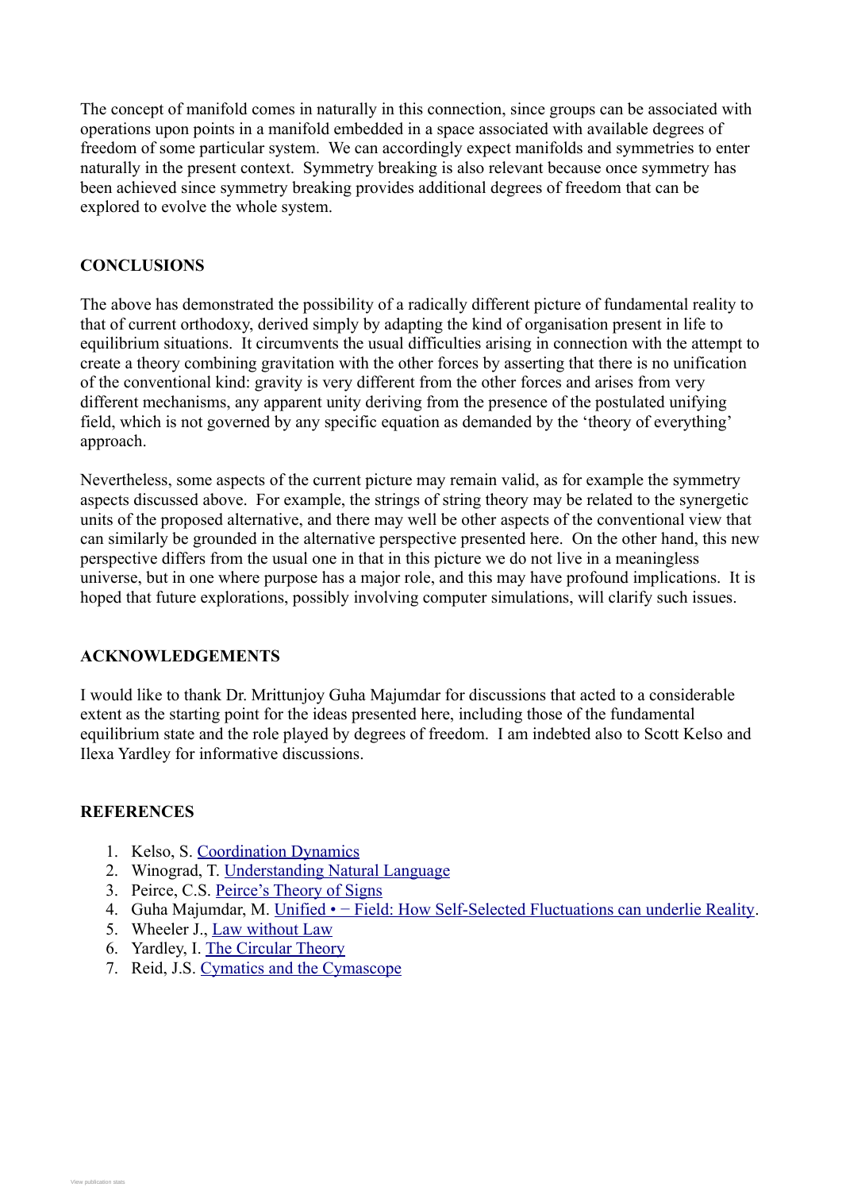The concept of manifold comes in naturally in this connection, since groups can be associated with operations upon points in a manifold embedded in a space associated with available degrees of freedom of some particular system. We can accordingly expect manifolds and symmetries to enter naturally in the present context. Symmetry breaking is also relevant because once symmetry has been achieved since symmetry breaking provides additional degrees of freedom that can be explored to evolve the whole system.

## CONCLUSIONS

The above has demonstrated the possibility of a radically different picture of fundamental reality to that of current orthodoxy, derived simply by adapting the kind of organisation present in life to equilibrium situations. It circumvents the usual difficulties arising in connection with the attempt to create a theory combining gravitation with the other forces by asserting that there is no unification of the conventional kind: gravity is very different from the other forces and arises from very different mechanisms, any apparent unity deriving from the presence of the postulated unifying field, which is not governed by any specific equation as demanded by the 'theory of everything' approach.

Nevertheless, some aspects of the current picture may remain valid, as for example the symmetry aspects discussed above. For example, the strings of string theory may be related to the synergetic units of the proposed alternative, and there may well be other aspects of the conventional view that can similarly be grounded in the alternative perspective presented here. On the other hand, this new perspective differs from the usual one in that in this picture we do not live in a meaningless universe, but in one where purpose has a major role, and this may have profound implications. It is hoped that future explorations, possibly involving computer simulations, will clarify such issues.

## ACKNOWLEDGEMENTS

I would like to thank Dr. Mrittunjoy Guha Majumdar for discussions that acted to a considerable extent as the starting point for the ideas presented here, including those of the fundamental equilibrium state and the role played by degrees of freedom. I am indebted also to Scott Kelso and Ilexa Yardley for informative discussions.

## REFERENCES

1. Kelso, S. Coordination Dynamics
2. Winograd, T. Understanding Natural Language
3. Peirce, C.S. Peirce's Theory of Signs
4. Guha Majumdar, M. Unified • − Field: How Self-Selected Fluctuations can underlie Reality.
5. Wheeler J., Law without Law
6. Yardley, I. The Circular Theory
7. Reid, J.S. Cymatics and the Cymascope